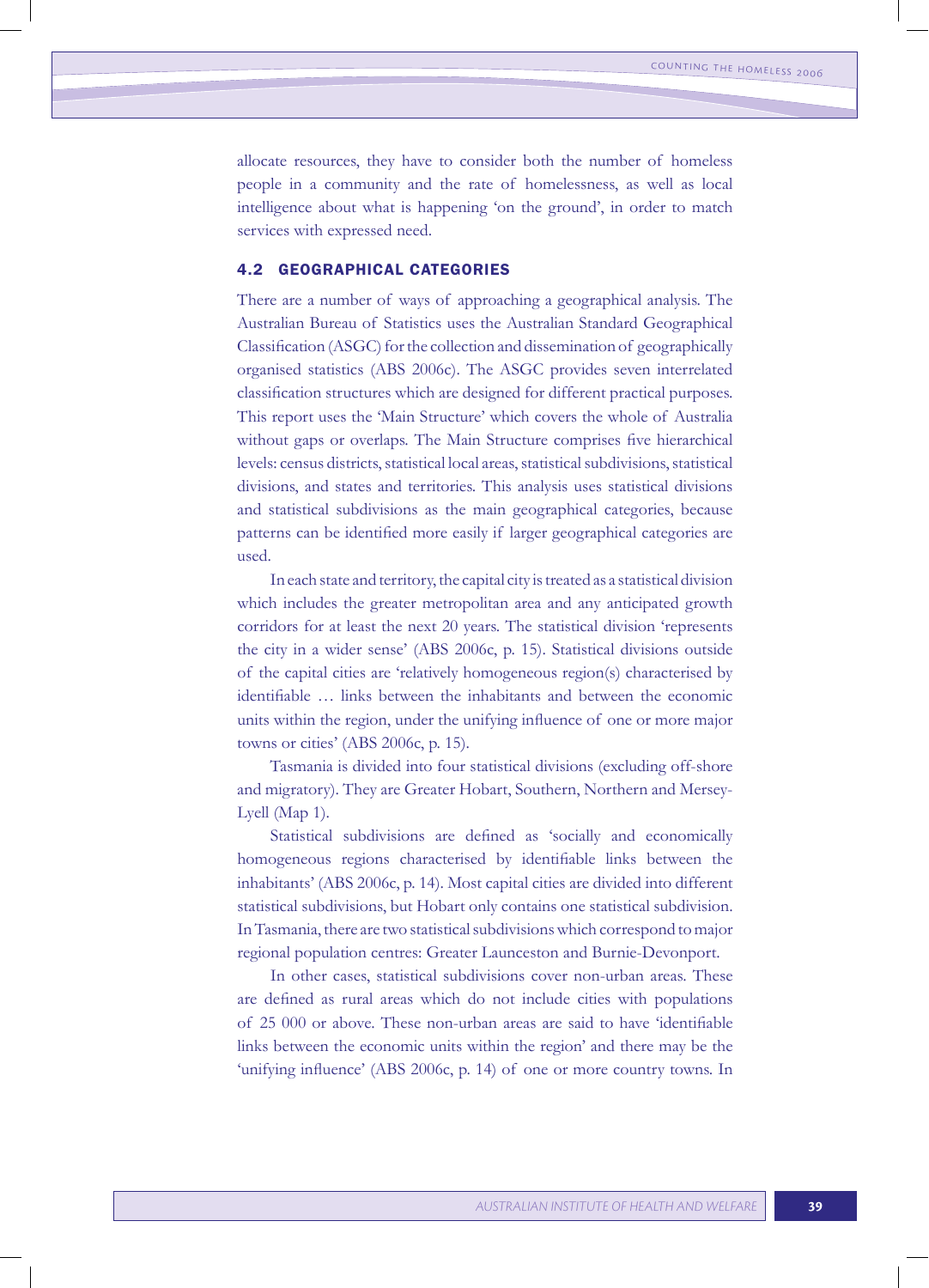allocate resources, they have to consider both the number of homeless people in a community and the rate of homelessness, as well as local intelligence about what is happening 'on the ground', in order to match services with expressed need.

### 4.2 GEOGRAPHICAL CATEGORIES

There are a number of ways of approaching a geographical analysis. The Australian Bureau of Statistics uses the Australian Standard Geographical Classification (ASGC) for the collection and dissemination of geographically organised statistics (ABS 2006c). The ASGC provides seven interrelated classification structures which are designed for different practical purposes. This report uses the 'Main Structure' which covers the whole of Australia without gaps or overlaps. The Main Structure comprises five hierarchical levels: census districts, statistical local areas, statistical subdivisions, statistical divisions, and states and territories. This analysis uses statistical divisions and statistical subdivisions as the main geographical categories, because patterns can be identified more easily if larger geographical categories are used.

In each state and territory, the capital city is treated as a statistical division which includes the greater metropolitan area and any anticipated growth corridors for at least the next 20 years. The statistical division 'represents the city in a wider sense' (ABS 2006c, p. 15). Statistical divisions outside of the capital cities are 'relatively homogeneous region(s) characterised by identifiable … links between the inhabitants and between the economic units within the region, under the unifying influence of one or more major towns or cities' (ABS 2006c, p. 15).

Tasmania is divided into four statistical divisions (excluding off-shore and migratory). They are Greater Hobart, Southern, Northern and Mersey-Lyell (Map 1).

Statistical subdivisions are defined as 'socially and economically homogeneous regions characterised by identifiable links between the inhabitants' (ABS 2006c, p. 14). Most capital cities are divided into different statistical subdivisions, but Hobart only contains one statistical subdivision. In Tasmania, there are two statistical subdivisions which correspond to major regional population centres: Greater Launceston and Burnie-Devonport.

In other cases, statistical subdivisions cover non-urban areas. These are defined as rural areas which do not include cities with populations of 25 000 or above. These non-urban areas are said to have 'identifiable links between the economic units within the region' and there may be the 'unifying influence' (ABS 2006c, p. 14) of one or more country towns. In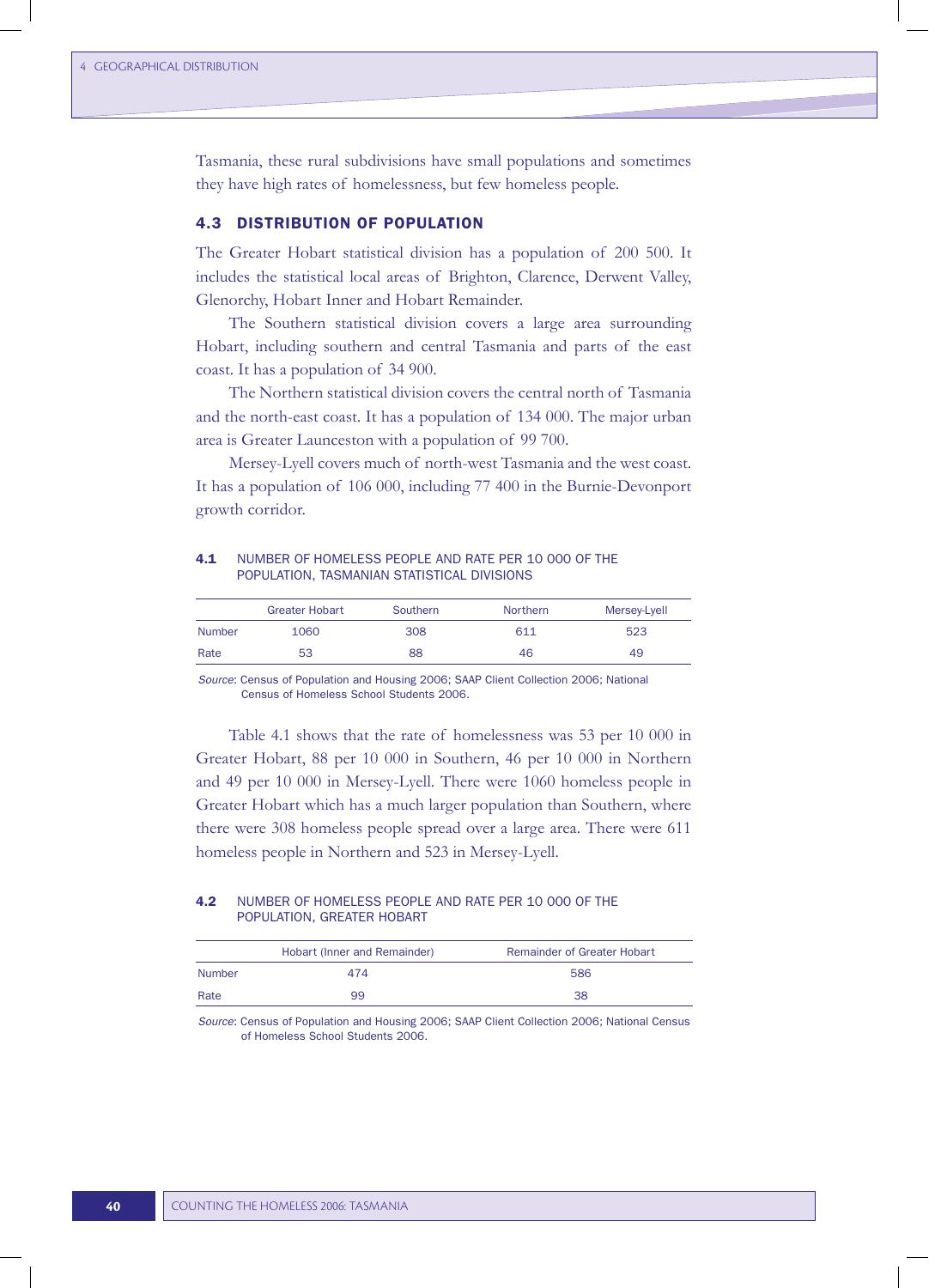Tasmania, these rural subdivisions have small populations and sometimes they have high rates of homelessness, but few homeless people.

### 4.3 DISTRIBUTION OF POPULATION

The Greater Hobart statistical division has a population of 200 500. It includes the statistical local areas of Brighton, Clarence, Derwent Valley, Glenorchy, Hobart Inner and Hobart Remainder.

The Southern statistical division covers a large area surrounding Hobart, including southern and central Tasmania and parts of the east coast. It has a population of 34 900.

The Northern statistical division covers the central north of Tasmania and the north-east coast. It has a population of 134 000. The major urban area is Greater Launceston with a population of 99 700.

Mersey-Lyell covers much of north-west Tasmania and the west coast. It has a population of 106 000, including 77 400 in the Burnie-Devonport growth corridor.

**4.1** NUMBER OF HOMELESS PEOPLE AND RATE PER 10 000 OF THE POPULATION, TASMANIAN STATISTICAL DIVISIONS

| | Greater Hobart | Southern | Northern | Mersey-Lyell |
|---|---|---|---|---|
| Number | 1060 | 308 | 611 | 523 |
| Rate | 53 | 88 | 46 | 49 |

*Source*: Census of Population and Housing 2006; SAAP Client Collection 2006; National Census of Homeless School Students 2006.

Table 4.1 shows that the rate of homelessness was 53 per 10 000 in Greater Hobart, 88 per 10 000 in Southern, 46 per 10 000 in Northern and 49 per 10 000 in Mersey-Lyell. There were 1060 homeless people in Greater Hobart which has a much larger population than Southern, where there were 308 homeless people spread over a large area. There were 611 homeless people in Northern and 523 in Mersey-Lyell.

**4.2** NUMBER OF HOMELESS PEOPLE AND RATE PER 10 000 OF THE POPULATION, GREATER HOBART

| | Hobart (Inner and Remainder) | Remainder of Greater Hobart |
|---|---|---|
| Number | 474 | 586 |
| Rate | 99 | 38 |

*Source*: Census of Population and Housing 2006; SAAP Client Collection 2006; National Census of Homeless School Students 2006.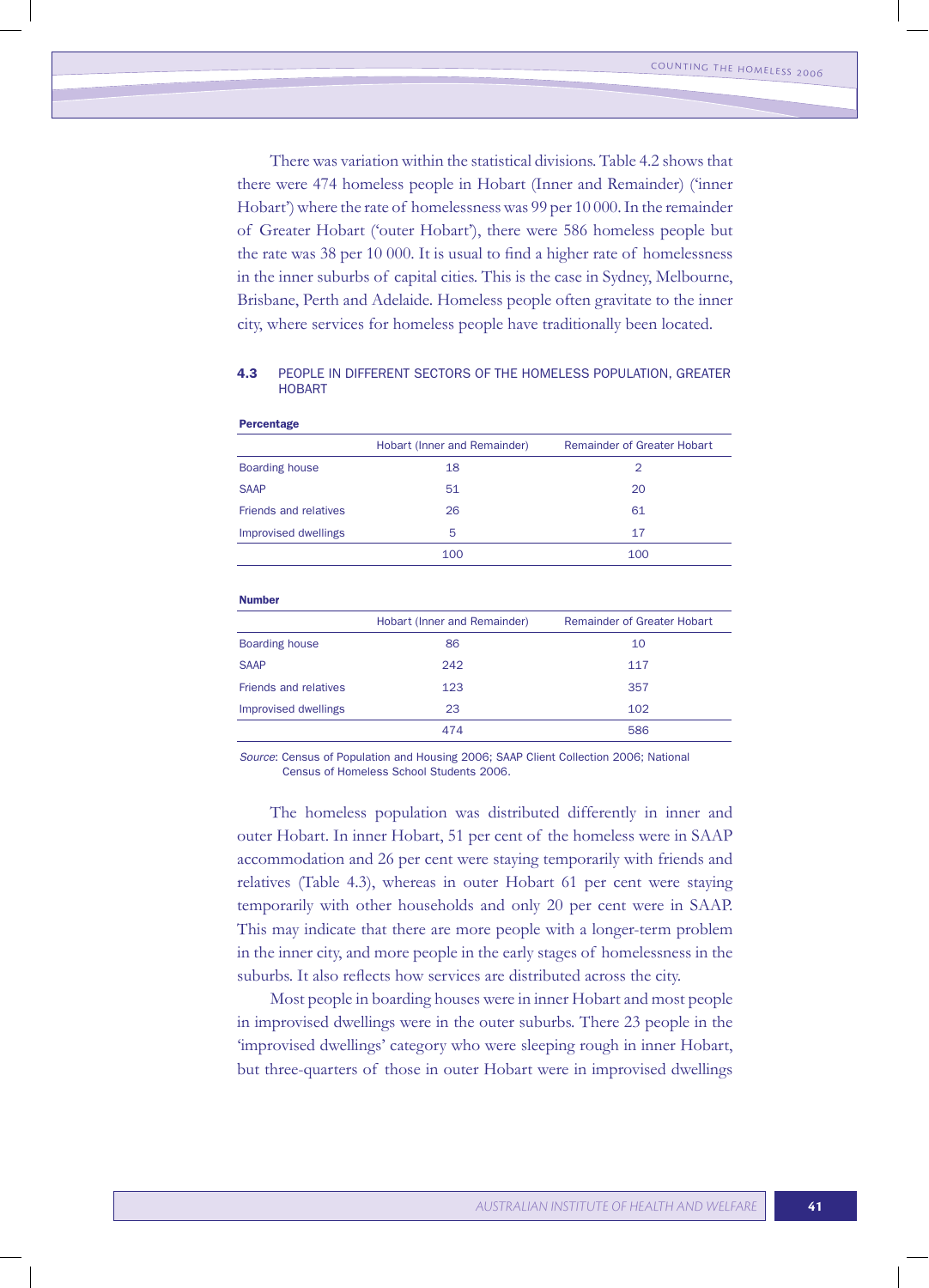There was variation within the statistical divisions. Table 4.2 shows that there were 474 homeless people in Hobart (Inner and Remainder) ('inner Hobart') where the rate of homelessness was 99 per 10 000. In the remainder of Greater Hobart ('outer Hobart'), there were 586 homeless people but the rate was 38 per 10 000. It is usual to find a higher rate of homelessness in the inner suburbs of capital cities. This is the case in Sydney, Melbourne, Brisbane, Perth and Adelaide. Homeless people often gravitate to the inner city, where services for homeless people have traditionally been located.

**4.3** PEOPLE IN DIFFERENT SECTORS OF THE HOMELESS POPULATION, GREATER HOBART

**Percentage**

| | Hobart (Inner and Remainder) | Remainder of Greater Hobart |
|---|---|---|
| Boarding house | 18 | 2 |
| SAAP | 51 | 20 |
| Friends and relatives | 26 | 61 |
| Improvised dwellings | 5 | 17 |
| | 100 | 100 |

**Number**

| | Hobart (Inner and Remainder) | Remainder of Greater Hobart |
|---|---|---|
| Boarding house | 86 | 10 |
| SAAP | 242 | 117 |
| Friends and relatives | 123 | 357 |
| Improvised dwellings | 23 | 102 |
| | 474 | 586 |

*Source*: Census of Population and Housing 2006; SAAP Client Collection 2006; National Census of Homeless School Students 2006.

The homeless population was distributed differently in inner and outer Hobart. In inner Hobart, 51 per cent of the homeless were in SAAP accommodation and 26 per cent were staying temporarily with friends and relatives (Table 4.3), whereas in outer Hobart 61 per cent were staying temporarily with other households and only 20 per cent were in SAAP. This may indicate that there are more people with a longer-term problem in the inner city, and more people in the early stages of homelessness in the suburbs. It also reflects how services are distributed across the city.

Most people in boarding houses were in inner Hobart and most people in improvised dwellings were in the outer suburbs. There 23 people in the 'improvised dwellings' category who were sleeping rough in inner Hobart, but three-quarters of those in outer Hobart were in improvised dwellings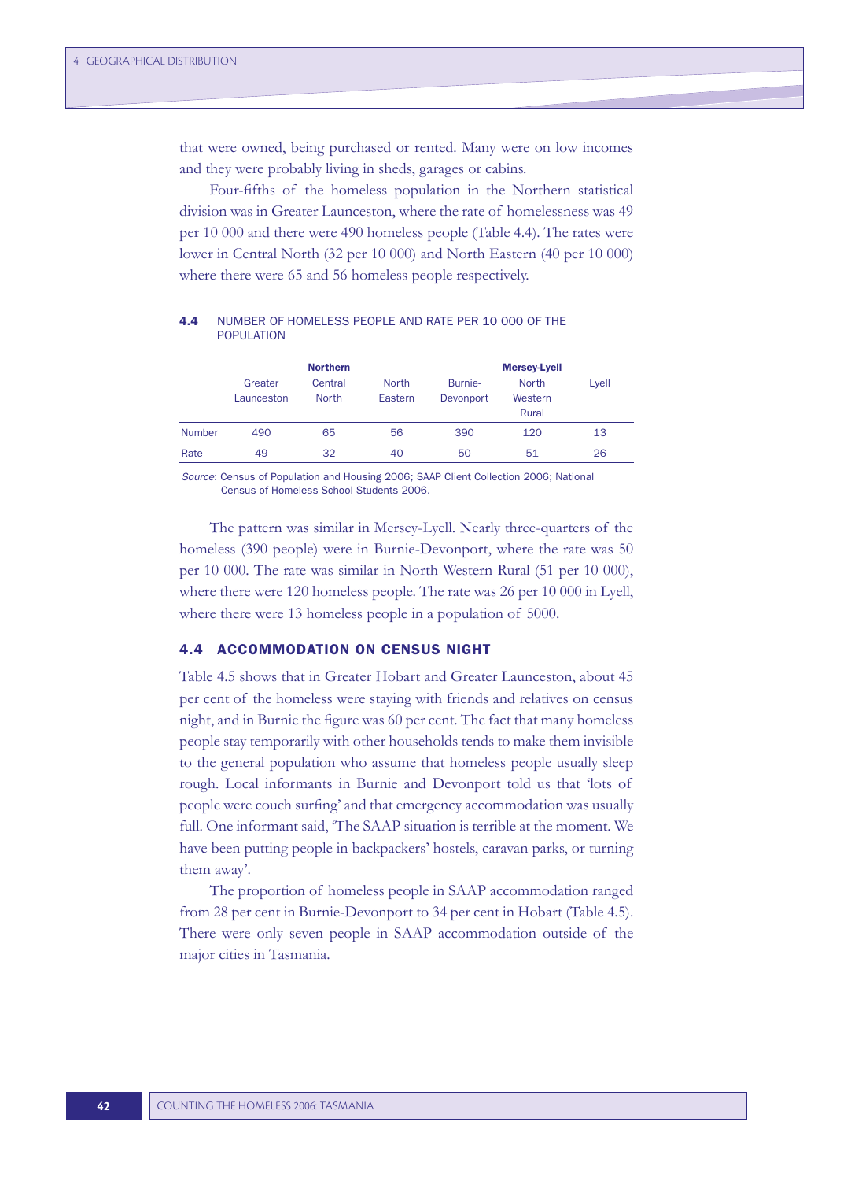that were owned, being purchased or rented. Many were on low incomes and they were probably living in sheds, garages or cabins.

Four-fifths of the homeless population in the Northern statistical division was in Greater Launceston, where the rate of homelessness was 49 per 10 000 and there were 490 homeless people (Table 4.4). The rates were lower in Central North (32 per 10 000) and North Eastern (40 per 10 000) where there were 65 and 56 homeless people respectively.

**4.4** NUMBER OF HOMELESS PEOPLE AND RATE PER 10 000 OF THE POPULATION

| | Northern | | | Mersey-Lyell | | |
|---|---|---|---|---|---|---|
| | Greater Launceston | Central North | North Eastern | Burnie-Devonport | North Western Rural | Lyell |
| Number | 490 | 65 | 56 | 390 | 120 | 13 |
| Rate | 49 | 32 | 40 | 50 | 51 | 26 |

*Source*: Census of Population and Housing 2006; SAAP Client Collection 2006; National Census of Homeless School Students 2006.

The pattern was similar in Mersey-Lyell. Nearly three-quarters of the homeless (390 people) were in Burnie-Devonport, where the rate was 50 per 10 000. The rate was similar in North Western Rural (51 per 10 000), where there were 120 homeless people. The rate was 26 per 10 000 in Lyell, where there were 13 homeless people in a population of 5000.

## 4.4 ACCOMMODATION ON CENSUS NIGHT

Table 4.5 shows that in Greater Hobart and Greater Launceston, about 45 per cent of the homeless were staying with friends and relatives on census night, and in Burnie the figure was 60 per cent. The fact that many homeless people stay temporarily with other households tends to make them invisible to the general population who assume that homeless people usually sleep rough. Local informants in Burnie and Devonport told us that 'lots of people were couch surfing' and that emergency accommodation was usually full. One informant said, 'The SAAP situation is terrible at the moment. We have been putting people in backpackers' hostels, caravan parks, or turning them away'.

The proportion of homeless people in SAAP accommodation ranged from 28 per cent in Burnie-Devonport to 34 per cent in Hobart (Table 4.5). There were only seven people in SAAP accommodation outside of the major cities in Tasmania.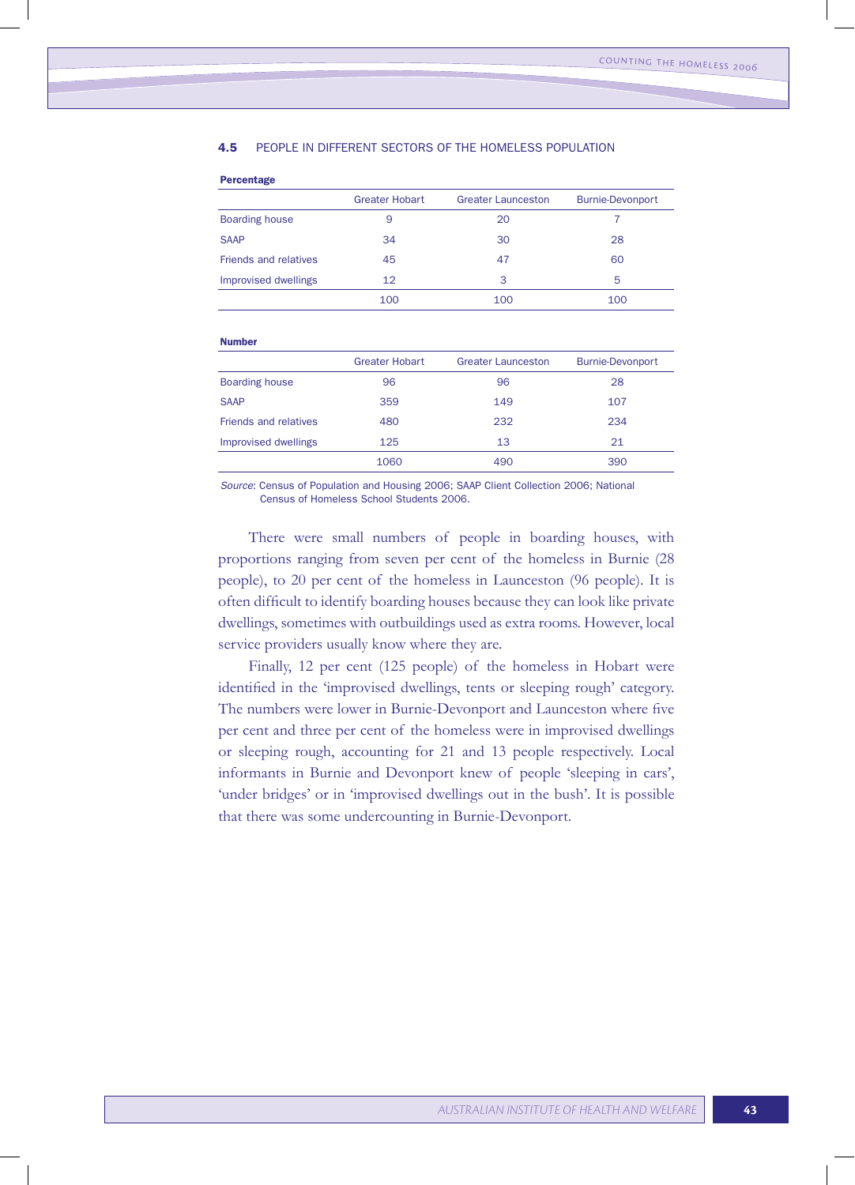**4.5** PEOPLE IN DIFFERENT SECTORS OF THE HOMELESS POPULATION

**Percentage**

| | Greater Hobart | Greater Launceston | Burnie-Devonport |
|---|---|---|---|
| Boarding house | 9 | 20 | 7 |
| SAAP | 34 | 30 | 28 |
| Friends and relatives | 45 | 47 | 60 |
| Improvised dwellings | 12 | 3 | 5 |
| | 100 | 100 | 100 |

**Number**

| | Greater Hobart | Greater Launceston | Burnie-Devonport |
|---|---|---|---|
| Boarding house | 96 | 96 | 28 |
| SAAP | 359 | 149 | 107 |
| Friends and relatives | 480 | 232 | 234 |
| Improvised dwellings | 125 | 13 | 21 |
| | 1060 | 490 | 390 |

*Source*: Census of Population and Housing 2006; SAAP Client Collection 2006; National Census of Homeless School Students 2006.

There were small numbers of people in boarding houses, with proportions ranging from seven per cent of the homeless in Burnie (28 people), to 20 per cent of the homeless in Launceston (96 people). It is often difficult to identify boarding houses because they can look like private dwellings, sometimes with outbuildings used as extra rooms. However, local service providers usually know where they are.

Finally, 12 per cent (125 people) of the homeless in Hobart were identified in the 'improvised dwellings, tents or sleeping rough' category. The numbers were lower in Burnie-Devonport and Launceston where five per cent and three per cent of the homeless were in improvised dwellings or sleeping rough, accounting for 21 and 13 people respectively. Local informants in Burnie and Devonport knew of people 'sleeping in cars', 'under bridges' or in 'improvised dwellings out in the bush'. It is possible that there was some undercounting in Burnie-Devonport.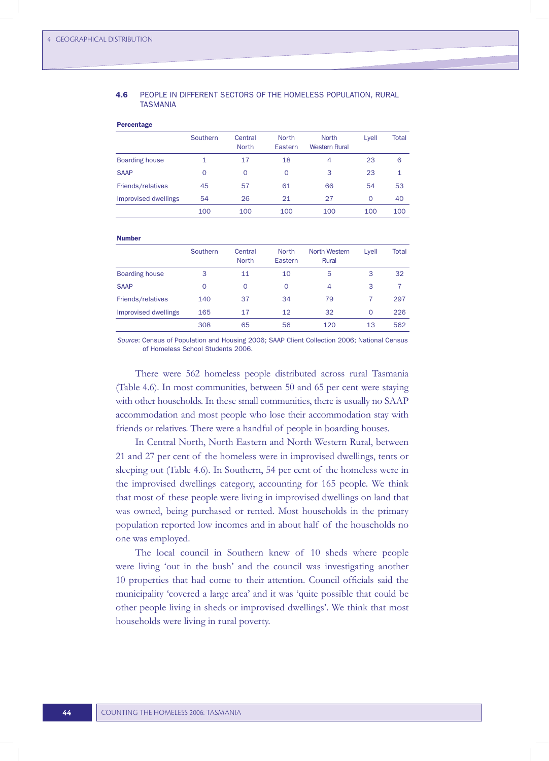**4.6** PEOPLE IN DIFFERENT SECTORS OF THE HOMELESS POPULATION, RURAL TASMANIA

**Percentage**

| | Southern | Central North | North Eastern | North Western Rural | Lyell | Total |
|---|---|---|---|---|---|---|
| Boarding house | 1 | 17 | 18 | 4 | 23 | 6 |
| SAAP | 0 | 0 | 0 | 3 | 23 | 1 |
| Friends/relatives | 45 | 57 | 61 | 66 | 54 | 53 |
| Improvised dwellings | 54 | 26 | 21 | 27 | 0 | 40 |
| | 100 | 100 | 100 | 100 | 100 | 100 |

**Number**

| | Southern | Central North | North Eastern | North Western Rural | Lyell | Total |
|---|---|---|---|---|---|---|
| Boarding house | 3 | 11 | 10 | 5 | 3 | 32 |
| SAAP | 0 | 0 | 0 | 4 | 3 | 7 |
| Friends/relatives | 140 | 37 | 34 | 79 | 7 | 297 |
| Improvised dwellings | 165 | 17 | 12 | 32 | 0 | 226 |
| | 308 | 65 | 56 | 120 | 13 | 562 |

*Source*: Census of Population and Housing 2006; SAAP Client Collection 2006; National Census of Homeless School Students 2006.

There were 562 homeless people distributed across rural Tasmania (Table 4.6). In most communities, between 50 and 65 per cent were staying with other households. In these small communities, there is usually no SAAP accommodation and most people who lose their accommodation stay with friends or relatives. There were a handful of people in boarding houses.

In Central North, North Eastern and North Western Rural, between 21 and 27 per cent of the homeless were in improvised dwellings, tents or sleeping out (Table 4.6). In Southern, 54 per cent of the homeless were in the improvised dwellings category, accounting for 165 people. We think that most of these people were living in improvised dwellings on land that was owned, being purchased or rented. Most households in the primary population reported low incomes and in about half of the households no one was employed.

The local council in Southern knew of 10 sheds where people were living 'out in the bush' and the council was investigating another 10 properties that had come to their attention. Council officials said the municipality 'covered a large area' and it was 'quite possible that could be other people living in sheds or improvised dwellings'. We think that most households were living in rural poverty.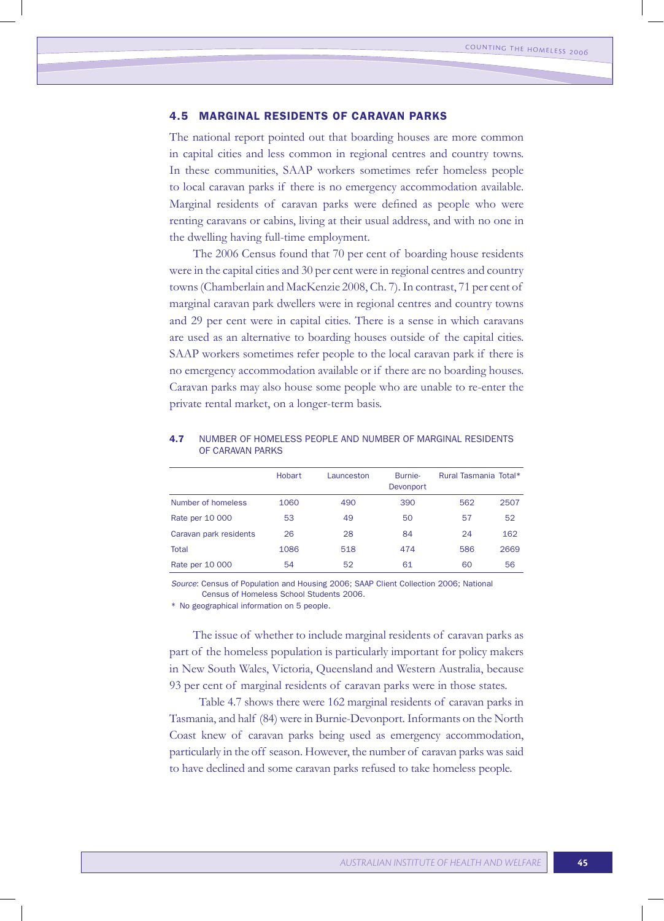## 4.5 MARGINAL RESIDENTS OF CARAVAN PARKS

The national report pointed out that boarding houses are more common in capital cities and less common in regional centres and country towns. In these communities, SAAP workers sometimes refer homeless people to local caravan parks if there is no emergency accommodation available. Marginal residents of caravan parks were defined as people who were renting caravans or cabins, living at their usual address, and with no one in the dwelling having full-time employment.

The 2006 Census found that 70 per cent of boarding house residents were in the capital cities and 30 per cent were in regional centres and country towns (Chamberlain and MacKenzie 2008, Ch. 7). In contrast, 71 per cent of marginal caravan park dwellers were in regional centres and country towns and 29 per cent were in capital cities. There is a sense in which caravans are used as an alternative to boarding houses outside of the capital cities. SAAP workers sometimes refer people to the local caravan park if there is no emergency accommodation available or if there are no boarding houses. Caravan parks may also house some people who are unable to re-enter the private rental market, on a longer-term basis.

**4.7 NUMBER OF HOMELESS PEOPLE AND NUMBER OF MARGINAL RESIDENTS OF CARAVAN PARKS**

| | Hobart | Launceston | Burnie-Devonport | Rural Tasmania | Total* |
|---|---|---|---|---|---|
| Number of homeless | 1060 | 490 | 390 | 562 | 2507 |
| Rate per 10 000 | 53 | 49 | 50 | 57 | 52 |
| Caravan park residents | 26 | 28 | 84 | 24 | 162 |
| Total | 1086 | 518 | 474 | 586 | 2669 |
| Rate per 10 000 | 54 | 52 | 61 | 60 | 56 |

*Source*: Census of Population and Housing 2006; SAAP Client Collection 2006; National Census of Homeless School Students 2006.

\* No geographical information on 5 people.

The issue of whether to include marginal residents of caravan parks as part of the homeless population is particularly important for policy makers in New South Wales, Victoria, Queensland and Western Australia, because 93 per cent of marginal residents of caravan parks were in those states.

Table 4.7 shows there were 162 marginal residents of caravan parks in Tasmania, and half (84) were in Burnie-Devonport. Informants on the North Coast knew of caravan parks being used as emergency accommodation, particularly in the off season. However, the number of caravan parks was said to have declined and some caravan parks refused to take homeless people.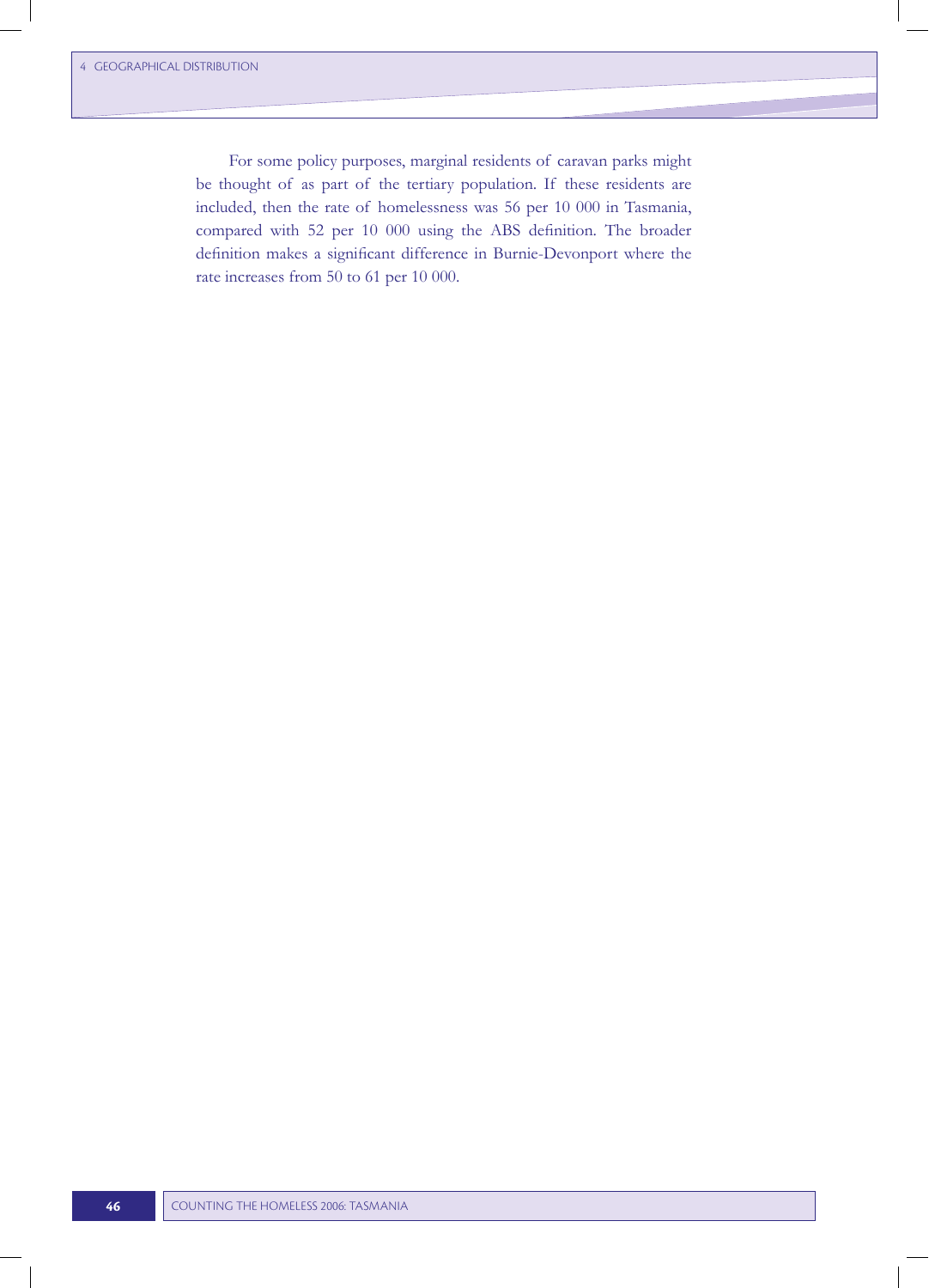For some policy purposes, marginal residents of caravan parks might be thought of as part of the tertiary population. If these residents are included, then the rate of homelessness was 56 per 10 000 in Tasmania, compared with 52 per 10 000 using the ABS definition. The broader definition makes a significant difference in Burnie-Devonport where the rate increases from 50 to 61 per 10 000.